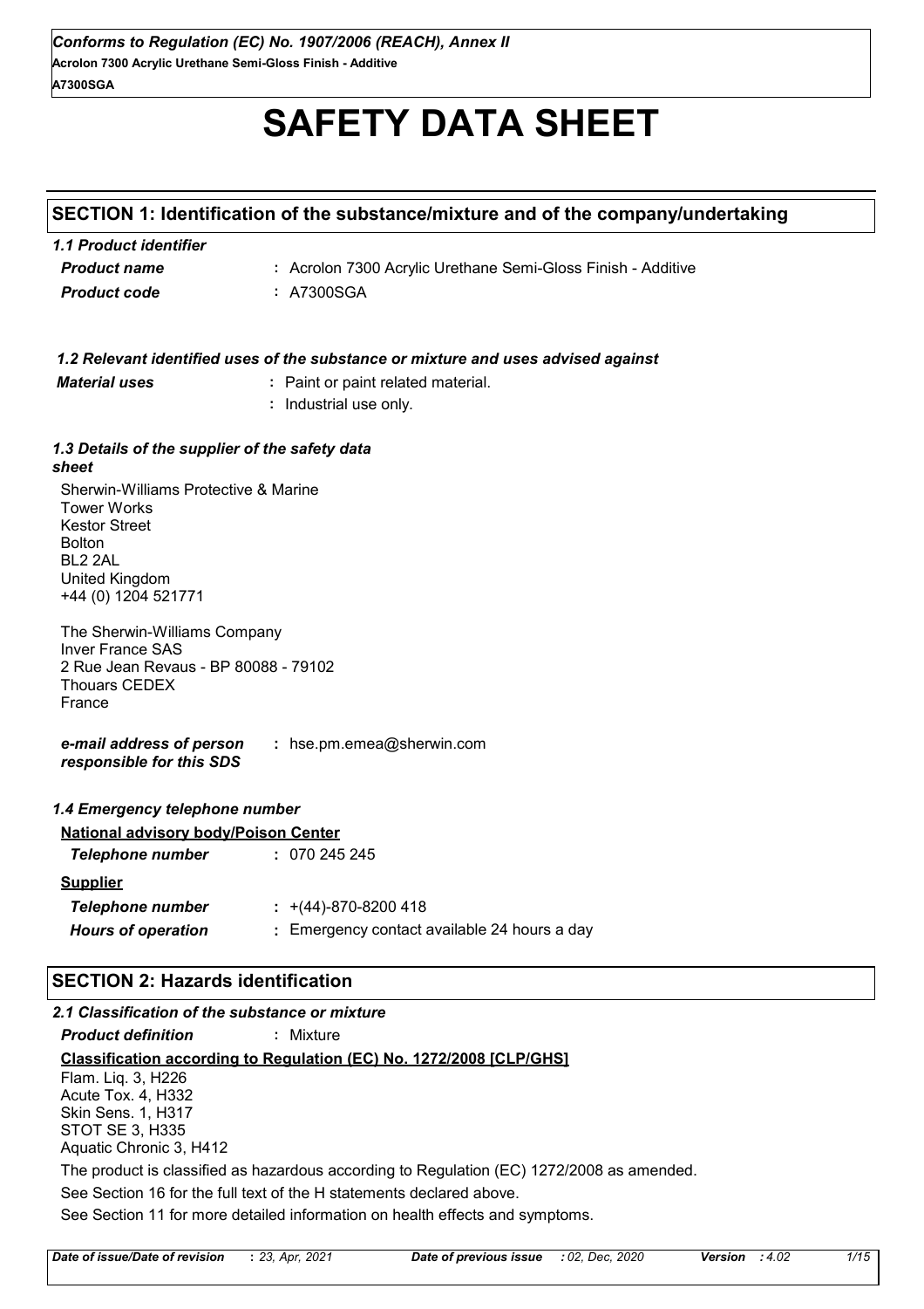# SAFETY DATA SHEET

## SECTION 1: Identification of the substance/mixture and of the company/undertaking

### 1.1 Product identifier

***Product name*** : Acrolon 7300 Acrylic Urethane Semi-Gloss Finish - Additive

***Product code*** : A7300SGA

### 1.2 Relevant identified uses of the substance or mixture and uses advised against

***Material uses*** : Paint or paint related material.
: Industrial use only.

### 1.3 Details of the supplier of the safety data sheet

Sherwin-Williams Protective & Marine
Tower Works
Kestor Street
Bolton
BL2 2AL
United Kingdom
+44 (0) 1204 521771

The Sherwin-Williams Company
Inver France SAS
2 Rue Jean Revaus - BP 80088 - 79102
Thouars CEDEX
France

***e-mail address of person responsible for this SDS*** : hse.pm.emea@sherwin.com

### 1.4 Emergency telephone number

**National advisory body/Poison Center**

***Telephone number*** : 070 245 245

**Supplier**

***Telephone number*** : +(44)-870-8200 418

***Hours of operation*** : Emergency contact available 24 hours a day

## SECTION 2: Hazards identification

### 2.1 Classification of the substance or mixture

***Product definition*** : Mixture

**Classification according to Regulation (EC) No. 1272/2008 [CLP/GHS]**

Flam. Liq. 3, H226
Acute Tox. 4, H332
Skin Sens. 1, H317
STOT SE 3, H335
Aquatic Chronic 3, H412

The product is classified as hazardous according to Regulation (EC) 1272/2008 as amended.

See Section 16 for the full text of the H statements declared above.

See Section 11 for more detailed information on health effects and symptoms.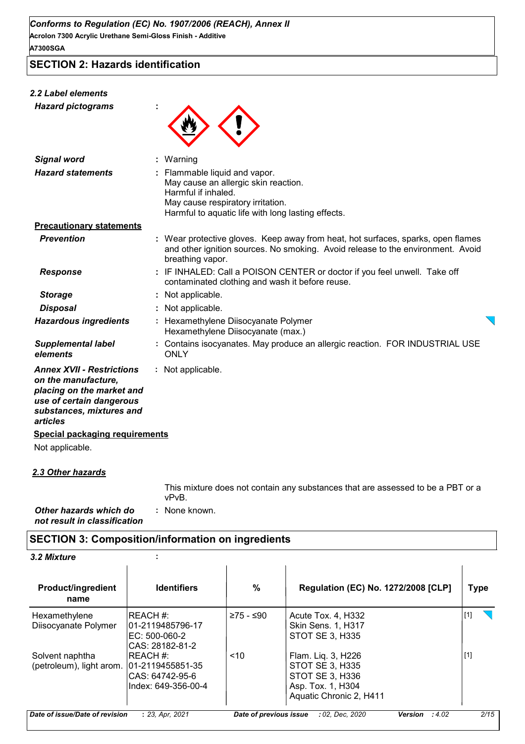## SECTION 2: Hazards identification

### 2.2 Label elements

***Hazard pictograms*** :

***Signal word*** : Warning

***Hazard statements*** : Flammable liquid and vapor.
May cause an allergic skin reaction.
Harmful if inhaled.
May cause respiratory irritation.
Harmful to aquatic life with long lasting effects.

**Precautionary statements**

***Prevention*** : Wear protective gloves. Keep away from heat, hot surfaces, sparks, open flames and other ignition sources. No smoking. Avoid release to the environment. Avoid breathing vapor.

***Response*** : IF INHALED: Call a POISON CENTER or doctor if you feel unwell. Take off contaminated clothing and wash it before reuse.

***Storage*** : Not applicable.

***Disposal*** : Not applicable.

***Hazardous ingredients*** : Hexamethylene Diisocyanate Polymer
Hexamethylene Diisocyanate (max.)

***Supplemental label elements*** : Contains isocyanates. May produce an allergic reaction. FOR INDUSTRIAL USE ONLY

***Annex XVII - Restrictions on the manufacture, placing on the market and use of certain dangerous substances, mixtures and articles*** : Not applicable.

**Special packaging requirements**

Not applicable.

### 2.3 Other hazards

This mixture does not contain any substances that are assessed to be a PBT or a vPvB.

***Other hazards which do not result in classification*** : None known.

## SECTION 3: Composition/information on ingredients

### 3.2 Mixture :

| Product/ingredient name | Identifiers | % | Regulation (EC) No. 1272/2008 [CLP] | Type |
|---|---|---|---|---|
| Hexamethylene Diisocyanate Polymer | REACH #: 01-2119485796-17<br>EC: 500-060-2<br>CAS: 28182-81-2 | ≥75 - ≤90 | Acute Tox. 4, H332<br>Skin Sens. 1, H317<br>STOT SE 3, H335 | [1] |
| Solvent naphtha (petroleum), light arom. | REACH #: 01-2119455851-35<br>CAS: 64742-95-6<br>Index: 649-356-00-4 | <10 | Flam. Liq. 3, H226<br>STOT SE 3, H335<br>STOT SE 3, H336<br>Asp. Tox. 1, H304<br>Aquatic Chronic 2, H411 | [1] |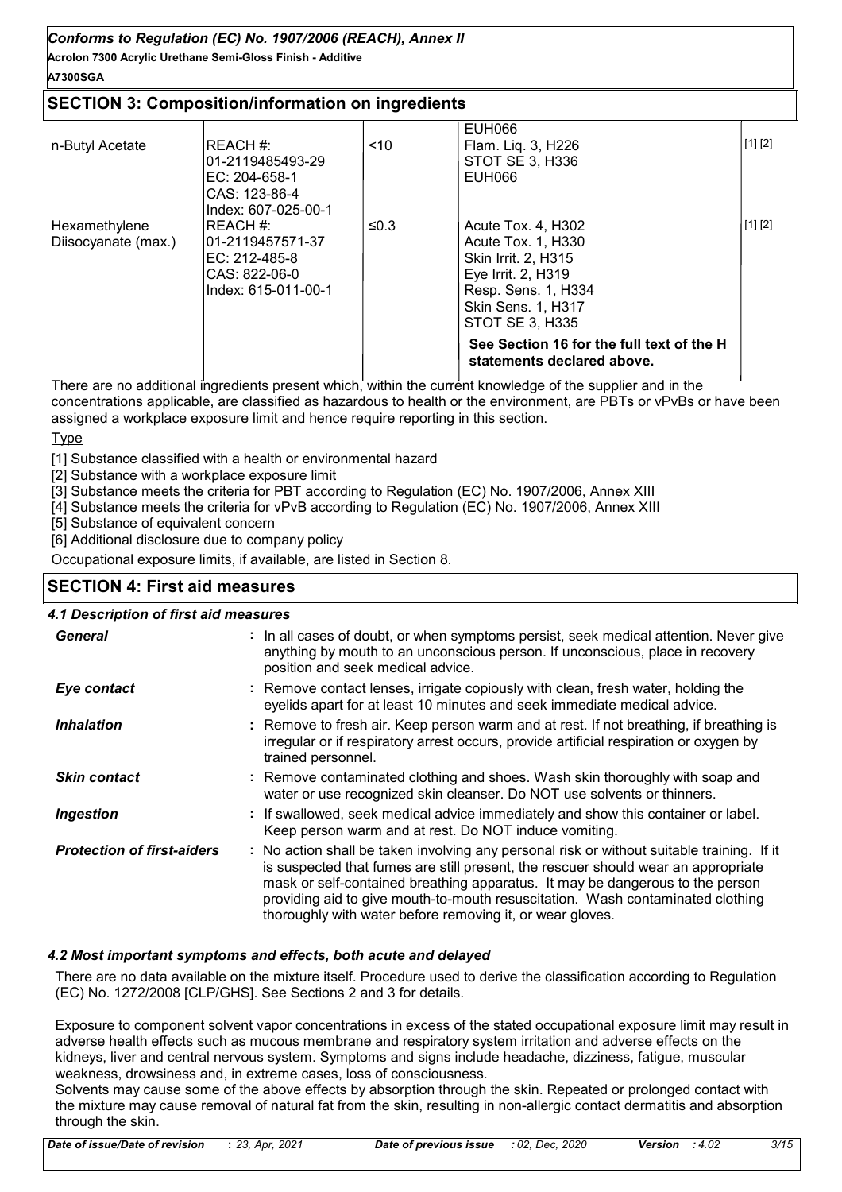## SECTION 3: Composition/information on ingredients

| | | | | |
|---|---|---|---|---|
| | | | EUH066 | |
| n-Butyl Acetate | REACH #: 01-2119485493-29<br>EC: 204-658-1<br>CAS: 123-86-4<br>Index: 607-025-00-1 | <10 | Flam. Liq. 3, H226<br>STOT SE 3, H336<br>EUH066 | [1] [2] |
| Hexamethylene Diisocyanate (max.) | REACH #: 01-2119457571-37<br>EC: 212-485-8<br>CAS: 822-06-0<br>Index: 615-011-00-1 | ≤0.3 | Acute Tox. 4, H302<br>Acute Tox. 1, H330<br>Skin Irrit. 2, H315<br>Eye Irrit. 2, H319<br>Resp. Sens. 1, H334<br>Skin Sens. 1, H317<br>STOT SE 3, H335 | [1] [2] |
| | | | **See Section 16 for the full text of the H statements declared above.** | |

There are no additional ingredients present which, within the current knowledge of the supplier and in the concentrations applicable, are classified as hazardous to health or the environment, are PBTs or vPvBs or have been assigned a workplace exposure limit and hence require reporting in this section.

Type

[1] Substance classified with a health or environmental hazard

[2] Substance with a workplace exposure limit

[3] Substance meets the criteria for PBT according to Regulation (EC) No. 1907/2006, Annex XIII

[4] Substance meets the criteria for vPvB according to Regulation (EC) No. 1907/2006, Annex XIII

[5] Substance of equivalent concern

[6] Additional disclosure due to company policy

Occupational exposure limits, if available, are listed in Section 8.

## SECTION 4: First aid measures

### 4.1 Description of first aid measures

**General** : In all cases of doubt, or when symptoms persist, seek medical attention. Never give anything by mouth to an unconscious person. If unconscious, place in recovery position and seek medical advice.

**Eye contact** : Remove contact lenses, irrigate copiously with clean, fresh water, holding the eyelids apart for at least 10 minutes and seek immediate medical advice.

**Inhalation** : Remove to fresh air. Keep person warm and at rest. If not breathing, if breathing is irregular or if respiratory arrest occurs, provide artificial respiration or oxygen by trained personnel.

**Skin contact** : Remove contaminated clothing and shoes. Wash skin thoroughly with soap and water or use recognized skin cleanser. Do NOT use solvents or thinners.

**Ingestion** : If swallowed, seek medical advice immediately and show this container or label. Keep person warm and at rest. Do NOT induce vomiting.

**Protection of first-aiders** : No action shall be taken involving any personal risk or without suitable training. If it is suspected that fumes are still present, the rescuer should wear an appropriate mask or self-contained breathing apparatus. It may be dangerous to the person providing aid to give mouth-to-mouth resuscitation. Wash contaminated clothing thoroughly with water before removing it, or wear gloves.

### 4.2 Most important symptoms and effects, both acute and delayed

There are no data available on the mixture itself. Procedure used to derive the classification according to Regulation (EC) No. 1272/2008 [CLP/GHS]. See Sections 2 and 3 for details.

Exposure to component solvent vapor concentrations in excess of the stated occupational exposure limit may result in adverse health effects such as mucous membrane and respiratory system irritation and adverse effects on the kidneys, liver and central nervous system. Symptoms and signs include headache, dizziness, fatigue, muscular weakness, drowsiness and, in extreme cases, loss of consciousness.

Solvents may cause some of the above effects by absorption through the skin. Repeated or prolonged contact with the mixture may cause removal of natural fat from the skin, resulting in non-allergic contact dermatitis and absorption through the skin.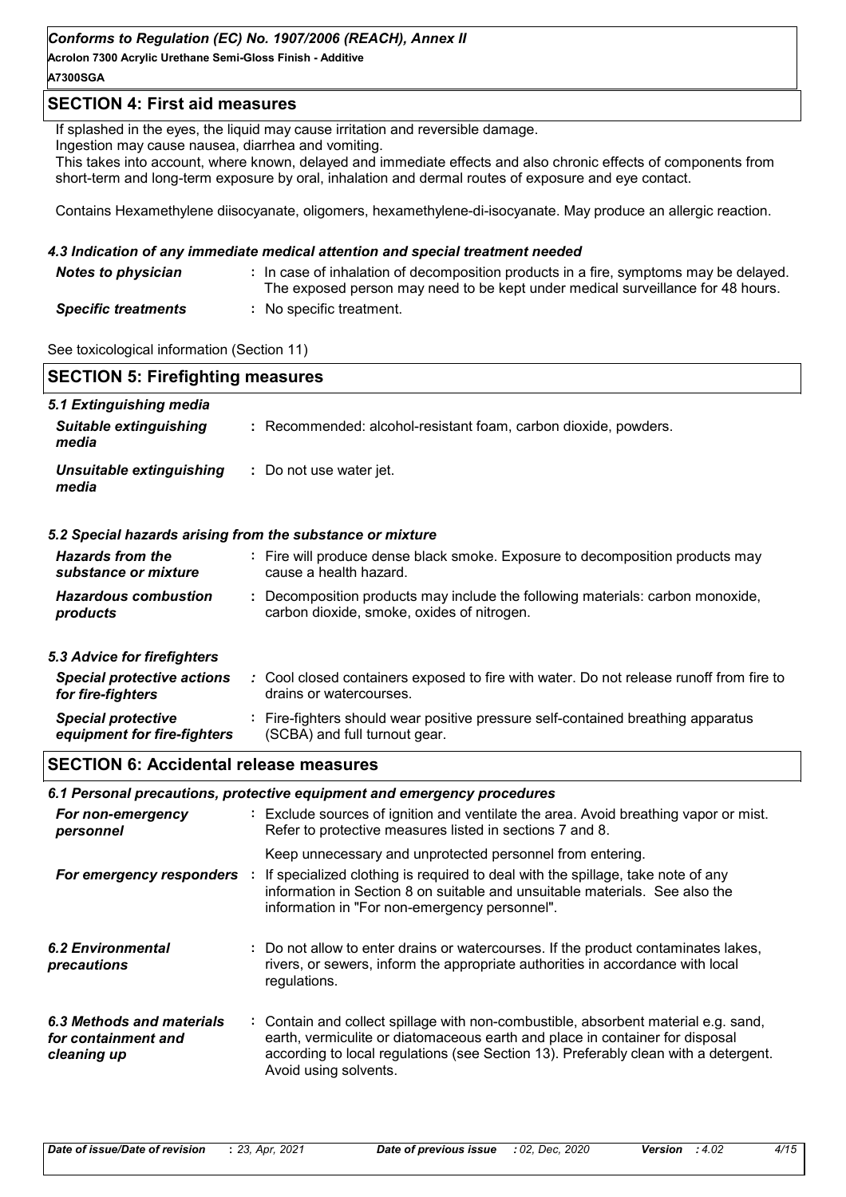## SECTION 4: First aid measures

If splashed in the eyes, the liquid may cause irritation and reversible damage.
Ingestion may cause nausea, diarrhea and vomiting.
This takes into account, where known, delayed and immediate effects and also chronic effects of components from short-term and long-term exposure by oral, inhalation and dermal routes of exposure and eye contact.

Contains Hexamethylene diisocyanate, oligomers, hexamethylene-di-isocyanate. May produce an allergic reaction.

### 4.3 Indication of any immediate medical attention and special treatment needed

| | |
|---|---|
| ***Notes to physician*** | : In case of inhalation of decomposition products in a fire, symptoms may be delayed. The exposed person may need to be kept under medical surveillance for 48 hours. |
| ***Specific treatments*** | : No specific treatment. |

See toxicological information (Section 11)

## SECTION 5: Firefighting measures

### 5.1 Extinguishing media

| | |
|---|---|
| ***Suitable extinguishing media*** | : Recommended: alcohol-resistant foam, carbon dioxide, powders. |
| ***Unsuitable extinguishing media*** | : Do not use water jet. |

### 5.2 Special hazards arising from the substance or mixture

| | |
|---|---|
| ***Hazards from the substance or mixture*** | : Fire will produce dense black smoke. Exposure to decomposition products may cause a health hazard. |
| ***Hazardous combustion products*** | : Decomposition products may include the following materials: carbon monoxide, carbon dioxide, smoke, oxides of nitrogen. |

### 5.3 Advice for firefighters

| | |
|---|---|
| ***Special protective actions for fire-fighters*** | : Cool closed containers exposed to fire with water. Do not release runoff from fire to drains or watercourses. |
| ***Special protective equipment for fire-fighters*** | : Fire-fighters should wear positive pressure self-contained breathing apparatus (SCBA) and full turnout gear. |

## SECTION 6: Accidental release measures

### 6.1 Personal precautions, protective equipment and emergency procedures

| | |
|---|---|
| ***For non-emergency personnel*** | : Exclude sources of ignition and ventilate the area. Avoid breathing vapor or mist. Refer to protective measures listed in sections 7 and 8. Keep unnecessary and unprotected personnel from entering. |
| ***For emergency responders*** | : If specialized clothing is required to deal with the spillage, take note of any information in Section 8 on suitable and unsuitable materials. See also the information in "For non-emergency personnel". |
| ***6.2 Environmental precautions*** | : Do not allow to enter drains or watercourses. If the product contaminates lakes, rivers, or sewers, inform the appropriate authorities in accordance with local regulations. |
| ***6.3 Methods and materials for containment and cleaning up*** | : Contain and collect spillage with non-combustible, absorbent material e.g. sand, earth, vermiculite or diatomaceous earth and place in container for disposal according to local regulations (see Section 13). Preferably clean with a detergent. Avoid using solvents. |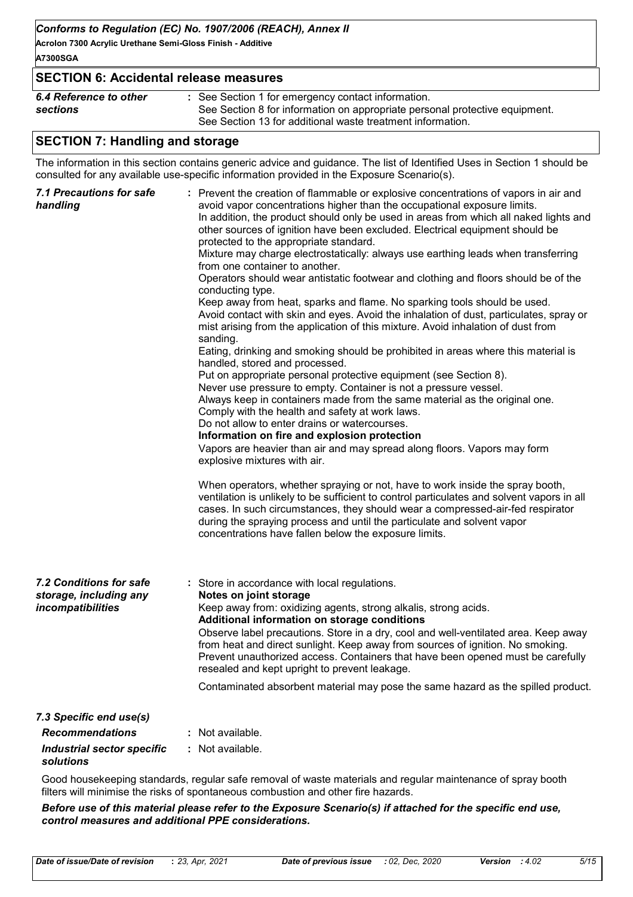## SECTION 6: Accidental release measures

| | |
|---|---|
| *6.4 Reference to other sections* | : See Section 1 for emergency contact information.<br>See Section 8 for information on appropriate personal protective equipment.<br>See Section 13 for additional waste treatment information. |

## SECTION 7: Handling and storage

The information in this section contains generic advice and guidance. The list of Identified Uses in Section 1 should be consulted for any available use-specific information provided in the Exposure Scenario(s).

***7.1 Precautions for safe handling***

: Prevent the creation of flammable or explosive concentrations of vapors in air and avoid vapor concentrations higher than the occupational exposure limits.
In addition, the product should only be used in areas from which all naked lights and other sources of ignition have been excluded. Electrical equipment should be protected to the appropriate standard.
Mixture may charge electrostatically: always use earthing leads when transferring from one container to another.
Operators should wear antistatic footwear and clothing and floors should be of the conducting type.
Keep away from heat, sparks and flame. No sparking tools should be used.
Avoid contact with skin and eyes. Avoid the inhalation of dust, particulates, spray or mist arising from the application of this mixture. Avoid inhalation of dust from sanding.
Eating, drinking and smoking should be prohibited in areas where this material is handled, stored and processed.
Put on appropriate personal protective equipment (see Section 8).
Never use pressure to empty. Container is not a pressure vessel.
Always keep in containers made from the same material as the original one.
Comply with the health and safety at work laws.
Do not allow to enter drains or watercourses.

**Information on fire and explosion protection**

Vapors are heavier than air and may spread along floors. Vapors may form explosive mixtures with air.

When operators, whether spraying or not, have to work inside the spray booth, ventilation is unlikely to be sufficient to control particulates and solvent vapors in all cases. In such circumstances, they should wear a compressed-air-fed respirator during the spraying process and until the particulate and solvent vapor concentrations have fallen below the exposure limits.

***7.2 Conditions for safe storage, including any incompatibilities***

: Store in accordance with local regulations.

**Notes on joint storage**

Keep away from: oxidizing agents, strong alkalis, strong acids.

**Additional information on storage conditions**

Observe label precautions. Store in a dry, cool and well-ventilated area. Keep away from heat and direct sunlight. Keep away from sources of ignition. No smoking. Prevent unauthorized access. Containers that have been opened must be carefully resealed and kept upright to prevent leakage.

Contaminated absorbent material may pose the same hazard as the spilled product.

***7.3 Specific end use(s)***

| | |
|---|---|
| ***Recommendations*** | : Not available. |
| ***Industrial sector specific solutions*** | : Not available. |

Good housekeeping standards, regular safe removal of waste materials and regular maintenance of spray booth filters will minimise the risks of spontaneous combustion and other fire hazards.

***Before use of this material please refer to the Exposure Scenario(s) if attached for the specific end use, control measures and additional PPE considerations.***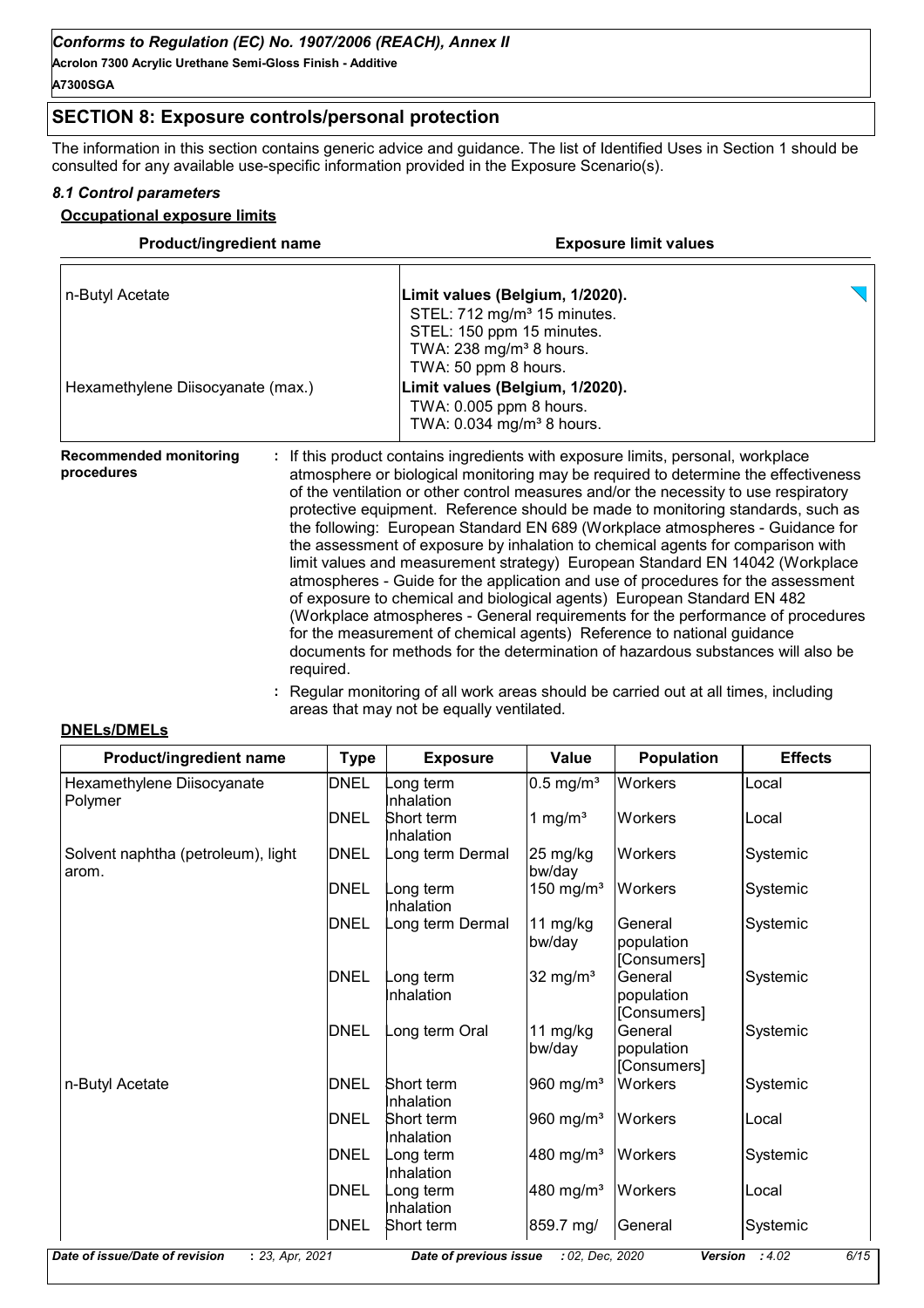## SECTION 8: Exposure controls/personal protection

The information in this section contains generic advice and guidance. The list of Identified Uses in Section 1 should be consulted for any available use-specific information provided in the Exposure Scenario(s).

### *8.1 Control parameters*

**Occupational exposure limits**

| Product/ingredient name | Exposure limit values |
| --- | --- |
| n-Butyl Acetate | **Limit values (Belgium, 1/2020).**<br>STEL: 712 mg/m³ 15 minutes.<br>STEL: 150 ppm 15 minutes.<br>TWA: 238 mg/m³ 8 hours.<br>TWA: 50 ppm 8 hours. |
| Hexamethylene Diisocyanate (max.) | **Limit values (Belgium, 1/2020).**<br>TWA: 0.005 ppm 8 hours.<br>TWA: 0.034 mg/m³ 8 hours. |

**Recommended monitoring procedures** : If this product contains ingredients with exposure limits, personal, workplace atmosphere or biological monitoring may be required to determine the effectiveness of the ventilation or other control measures and/or the necessity to use respiratory protective equipment. Reference should be made to monitoring standards, such as the following: European Standard EN 689 (Workplace atmospheres - Guidance for the assessment of exposure by inhalation to chemical agents for comparison with limit values and measurement strategy) European Standard EN 14042 (Workplace atmospheres - Guide for the application and use of procedures for the assessment of exposure to chemical and biological agents) European Standard EN 482 (Workplace atmospheres - General requirements for the performance of procedures for the measurement of chemical agents) Reference to national guidance documents for methods for the determination of hazardous substances will also be required.

: Regular monitoring of all work areas should be carried out at all times, including areas that may not be equally ventilated.

**DNELs/DMELs**

| Product/ingredient name | Type | Exposure | Value | Population | Effects |
| --- | --- | --- | --- | --- | --- |
| Hexamethylene Diisocyanate Polymer | DNEL | Long term Inhalation | 0.5 mg/m³ | Workers | Local |
| | DNEL | Short term Inhalation | 1 mg/m³ | Workers | Local |
| Solvent naphtha (petroleum), light arom. | DNEL | Long term Dermal | 25 mg/kg bw/day | Workers | Systemic |
| | DNEL | Long term Inhalation | 150 mg/m³ | Workers | Systemic |
| | DNEL | Long term Dermal | 11 mg/kg bw/day | General population [Consumers] | Systemic |
| | DNEL | Long term Inhalation | 32 mg/m³ | General population [Consumers] | Systemic |
| | DNEL | Long term Oral | 11 mg/kg bw/day | General population [Consumers] | Systemic |
| n-Butyl Acetate | DNEL | Short term Inhalation | 960 mg/m³ | Workers | Systemic |
| | DNEL | Short term Inhalation | 960 mg/m³ | Workers | Local |
| | DNEL | Long term Inhalation | 480 mg/m³ | Workers | Systemic |
| | DNEL | Long term Inhalation | 480 mg/m³ | Workers | Local |
| | DNEL | Short term | 859.7 mg/ | General | Systemic |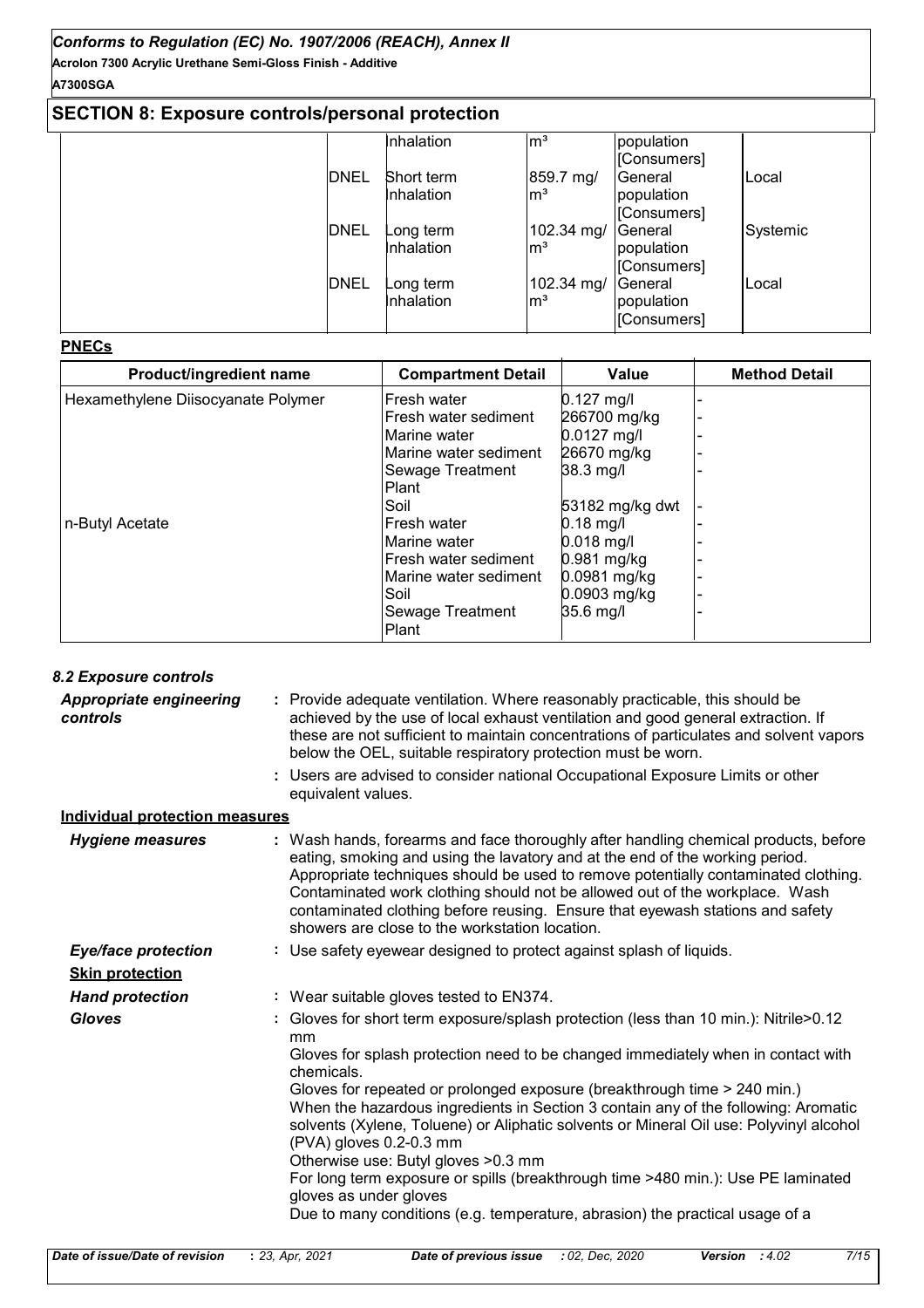## SECTION 8: Exposure controls/personal protection

| | | | | | |
|---|---|---|---|---|---|
| | | Inhalation | m³ | population [Consumers] | |
| | DNEL | Short term Inhalation | 859.7 mg/m³ | General population [Consumers] | Local |
| | DNEL | Long term Inhalation | 102.34 mg/m³ | General population [Consumers] | Systemic |
| | DNEL | Long term Inhalation | 102.34 mg/m³ | General population [Consumers] | Local |

**PNECs**

| Product/ingredient name | Compartment Detail | Value | Method Detail |
|---|---|---|---|
| Hexamethylene Diisocyanate Polymer | Fresh water | 0.127 mg/l | - |
| | Fresh water sediment | 266700 mg/kg | - |
| | Marine water | 0.0127 mg/l | - |
| | Marine water sediment | 26670 mg/kg | - |
| | Sewage Treatment Plant | 38.3 mg/l | - |
| | Soil | 53182 mg/kg dwt | - |
| n-Butyl Acetate | Fresh water | 0.18 mg/l | - |
| | Marine water | 0.018 mg/l | - |
| | Fresh water sediment | 0.981 mg/kg | - |
| | Marine water sediment | 0.0981 mg/kg | - |
| | Soil | 0.0903 mg/kg | - |
| | Sewage Treatment Plant | 35.6 mg/l | - |

### 8.2 Exposure controls

***Appropriate engineering controls*** : Provide adequate ventilation. Where reasonably practicable, this should be achieved by the use of local exhaust ventilation and good general extraction. If these are not sufficient to maintain concentrations of particulates and solvent vapors below the OEL, suitable respiratory protection must be worn.

: Users are advised to consider national Occupational Exposure Limits or other equivalent values.

**Individual protection measures**

***Hygiene measures*** : Wash hands, forearms and face thoroughly after handling chemical products, before eating, smoking and using the lavatory and at the end of the working period. Appropriate techniques should be used to remove potentially contaminated clothing. Contaminated work clothing should not be allowed out of the workplace. Wash contaminated clothing before reusing. Ensure that eyewash stations and safety showers are close to the workstation location.

***Eye/face protection*** : Use safety eyewear designed to protect against splash of liquids.

**Skin protection**

***Hand protection*** : Wear suitable gloves tested to EN374.

***Gloves*** : Gloves for short term exposure/splash protection (less than 10 min.): Nitrile>0.12 mm
Gloves for splash protection need to be changed immediately when in contact with chemicals.
Gloves for repeated or prolonged exposure (breakthrough time > 240 min.)
When the hazardous ingredients in Section 3 contain any of the following: Aromatic solvents (Xylene, Toluene) or Aliphatic solvents or Mineral Oil use: Polyvinyl alcohol (PVA) gloves 0.2-0.3 mm
Otherwise use: Butyl gloves >0.3 mm
For long term exposure or spills (breakthrough time >480 min.): Use PE laminated gloves as under gloves
Due to many conditions (e.g. temperature, abrasion) the practical usage of a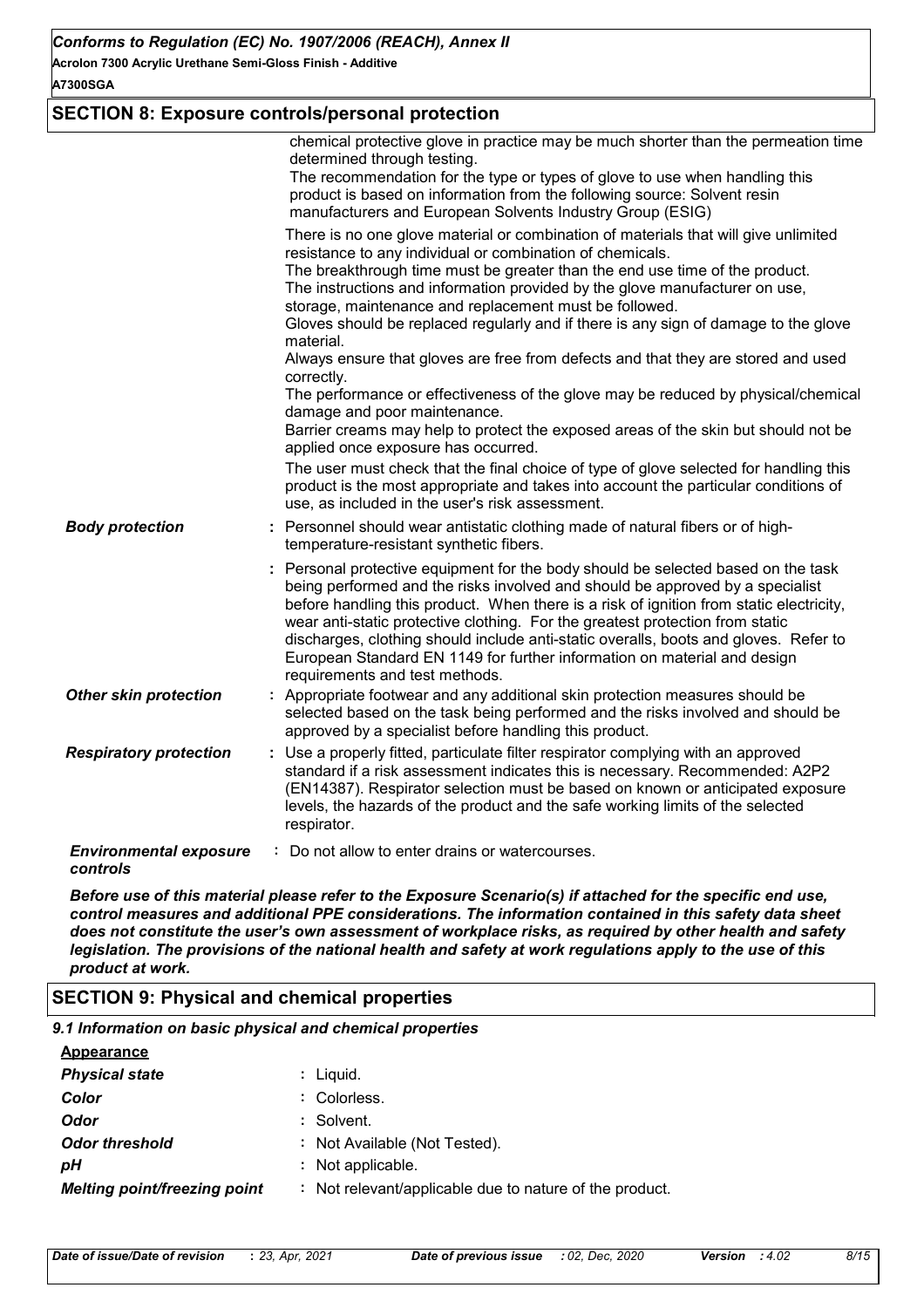## SECTION 8: Exposure controls/personal protection

| | |
|---|---|
| | chemical protective glove in practice may be much shorter than the permeation time determined through testing. The recommendation for the type or types of glove to use when handling this product is based on information from the following source: Solvent resin manufacturers and European Solvents Industry Group (ESIG) |
| | There is no one glove material or combination of materials that will give unlimited resistance to any individual or combination of chemicals. The breakthrough time must be greater than the end use time of the product. The instructions and information provided by the glove manufacturer on use, storage, maintenance and replacement must be followed. Gloves should be replaced regularly and if there is any sign of damage to the glove material. Always ensure that gloves are free from defects and that they are stored and used correctly. The performance or effectiveness of the glove may be reduced by physical/chemical damage and poor maintenance. Barrier creams may help to protect the exposed areas of the skin but should not be applied once exposure has occurred. The user must check that the final choice of type of glove selected for handling this product is the most appropriate and takes into account the particular conditions of use, as included in the user's risk assessment. |
| ***Body protection*** | : Personnel should wear antistatic clothing made of natural fibers or of high-temperature-resistant synthetic fibers. |
| | : Personal protective equipment for the body should be selected based on the task being performed and the risks involved and should be approved by a specialist before handling this product. When there is a risk of ignition from static electricity, wear anti-static protective clothing. For the greatest protection from static discharges, clothing should include anti-static overalls, boots and gloves. Refer to European Standard EN 1149 for further information on material and design requirements and test methods. |
| ***Other skin protection*** | : Appropriate footwear and any additional skin protection measures should be selected based on the task being performed and the risks involved and should be approved by a specialist before handling this product. |
| ***Respiratory protection*** | : Use a properly fitted, particulate filter respirator complying with an approved standard if a risk assessment indicates this is necessary. Recommended: A2P2 (EN14387). Respirator selection must be based on known or anticipated exposure levels, the hazards of the product and the safe working limits of the selected respirator. |
| ***Environmental exposure controls*** | : Do not allow to enter drains or watercourses. |

***Before use of this material please refer to the Exposure Scenario(s) if attached for the specific end use, control measures and additional PPE considerations. The information contained in this safety data sheet does not constitute the user's own assessment of workplace risks, as required by other health and safety legislation. The provisions of the national health and safety at work regulations apply to the use of this product at work.***

## SECTION 9: Physical and chemical properties

***9.1 Information on basic physical and chemical properties***

**Appearance**

| | |
|---|---|
| ***Physical state*** | : Liquid. |
| ***Color*** | : Colorless. |
| ***Odor*** | : Solvent. |
| ***Odor threshold*** | : Not Available (Not Tested). |
| ***pH*** | : Not applicable. |
| ***Melting point/freezing point*** | : Not relevant/applicable due to nature of the product. |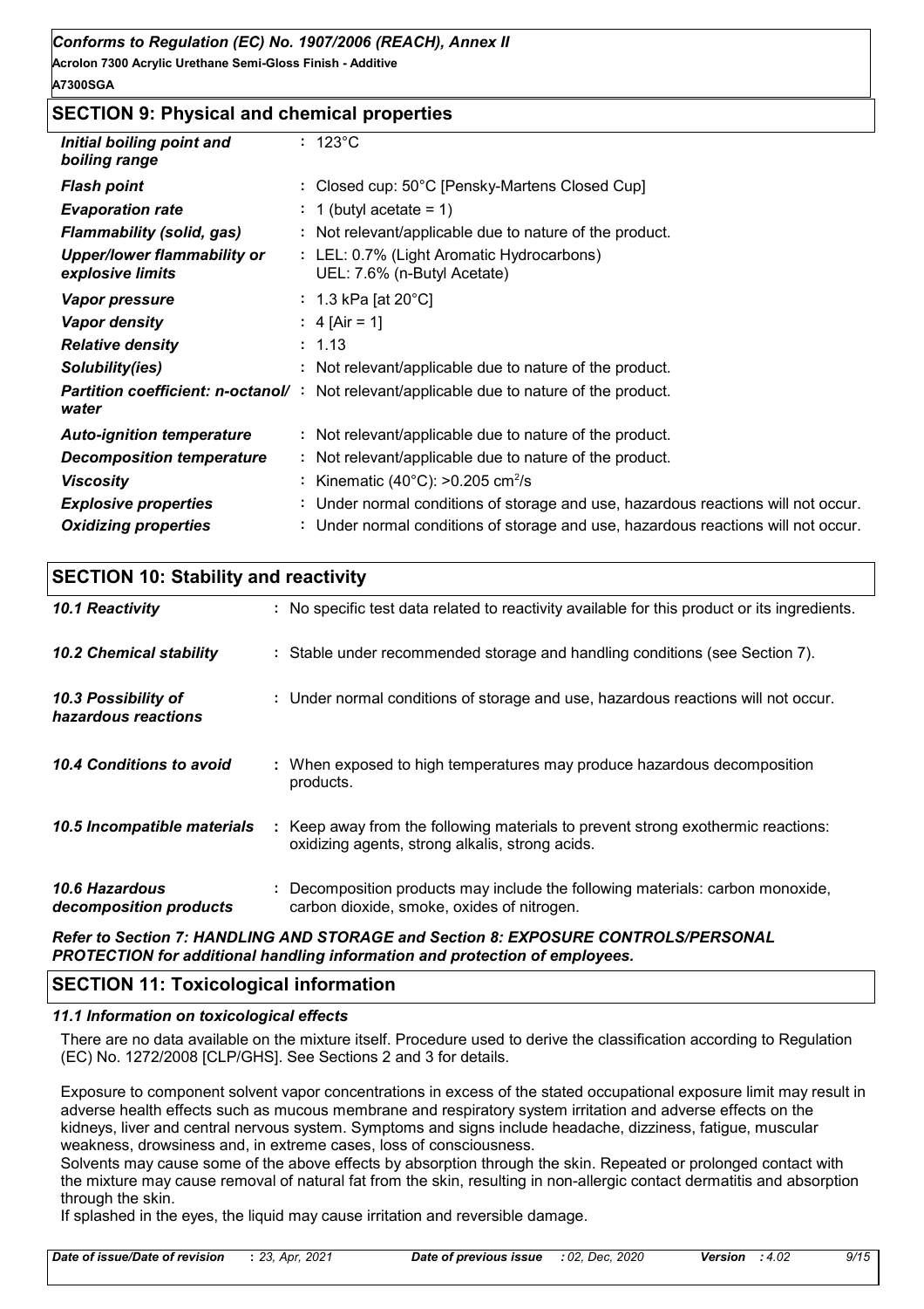## SECTION 9: Physical and chemical properties

| | |
|---|---|
| ***Initial boiling point and boiling range*** | : 123°C |
| ***Flash point*** | : Closed cup: 50°C [Pensky-Martens Closed Cup] |
| ***Evaporation rate*** | : 1 (butyl acetate = 1) |
| ***Flammability (solid, gas)*** | : Not relevant/applicable due to nature of the product. |
| ***Upper/lower flammability or explosive limits*** | : LEL: 0.7% (Light Aromatic Hydrocarbons) UEL: 7.6% (n-Butyl Acetate) |
| ***Vapor pressure*** | : 1.3 kPa [at 20°C] |
| ***Vapor density*** | : 4 [Air = 1] |
| ***Relative density*** | : 1.13 |
| ***Solubility(ies)*** | : Not relevant/applicable due to nature of the product. |
| ***Partition coefficient: n-octanol/water*** | : Not relevant/applicable due to nature of the product. |
| ***Auto-ignition temperature*** | : Not relevant/applicable due to nature of the product. |
| ***Decomposition temperature*** | : Not relevant/applicable due to nature of the product. |
| ***Viscosity*** | : Kinematic (40°C): >0.205 $cm^2/s$ |
| ***Explosive properties*** | : Under normal conditions of storage and use, hazardous reactions will not occur. |
| ***Oxidizing properties*** | : Under normal conditions of storage and use, hazardous reactions will not occur. |

## SECTION 10: Stability and reactivity

| | |
|---|---|
| ***10.1 Reactivity*** | : No specific test data related to reactivity available for this product or its ingredients. |
| ***10.2 Chemical stability*** | : Stable under recommended storage and handling conditions (see Section 7). |
| ***10.3 Possibility of hazardous reactions*** | : Under normal conditions of storage and use, hazardous reactions will not occur. |
| ***10.4 Conditions to avoid*** | : When exposed to high temperatures may produce hazardous decomposition products. |
| ***10.5 Incompatible materials*** | : Keep away from the following materials to prevent strong exothermic reactions: oxidizing agents, strong alkalis, strong acids. |
| ***10.6 Hazardous decomposition products*** | : Decomposition products may include the following materials: carbon monoxide, carbon dioxide, smoke, oxides of nitrogen. |

***Refer to Section 7: HANDLING AND STORAGE and Section 8: EXPOSURE CONTROLS/PERSONAL PROTECTION for additional handling information and protection of employees.***

## SECTION 11: Toxicological information

### *11.1 Information on toxicological effects*

There are no data available on the mixture itself. Procedure used to derive the classification according to Regulation (EC) No. 1272/2008 [CLP/GHS]. See Sections 2 and 3 for details.

Exposure to component solvent vapor concentrations in excess of the stated occupational exposure limit may result in adverse health effects such as mucous membrane and respiratory system irritation and adverse effects on the kidneys, liver and central nervous system. Symptoms and signs include headache, dizziness, fatigue, muscular weakness, drowsiness and, in extreme cases, loss of consciousness.
Solvents may cause some of the above effects by absorption through the skin. Repeated or prolonged contact with the mixture may cause removal of natural fat from the skin, resulting in non-allergic contact dermatitis and absorption through the skin.
If splashed in the eyes, the liquid may cause irritation and reversible damage.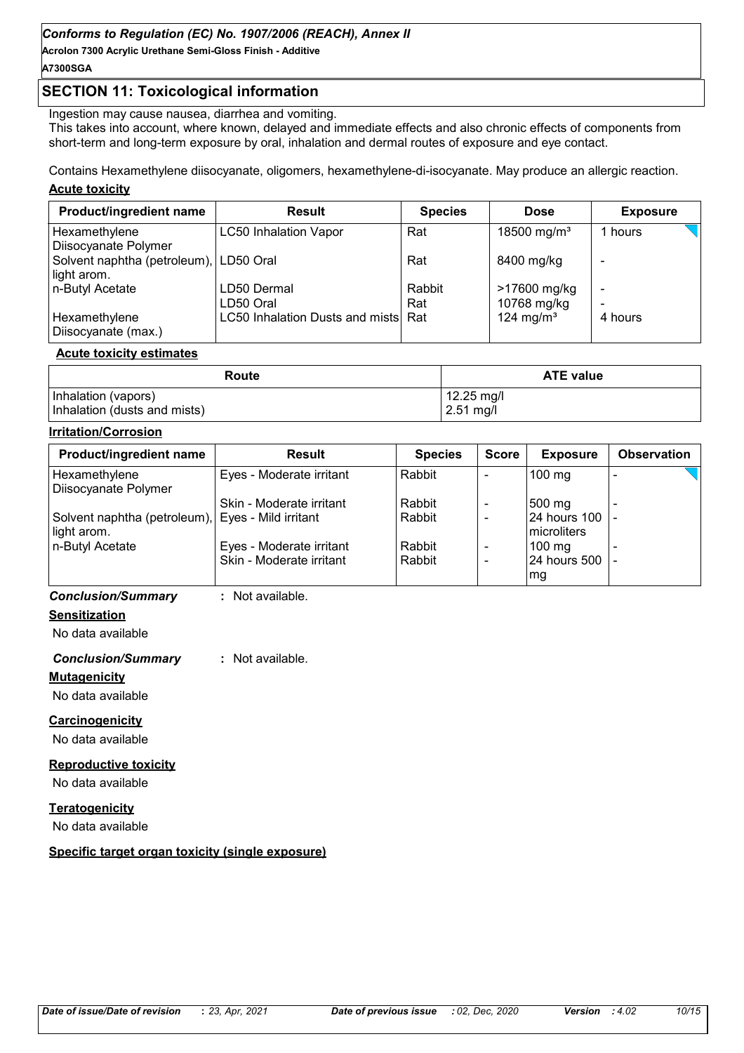## SECTION 11: Toxicological information

Ingestion may cause nausea, diarrhea and vomiting.
This takes into account, where known, delayed and immediate effects and also chronic effects of components from short-term and long-term exposure by oral, inhalation and dermal routes of exposure and eye contact.

Contains Hexamethylene diisocyanate, oligomers, hexamethylene-di-isocyanate. May produce an allergic reaction.

**Acute toxicity**

| Product/ingredient name | Result | Species | Dose | Exposure |
|---|---|---|---|---|
| Hexamethylene Diisocyanate Polymer | LC50 Inhalation Vapor | Rat | 18500 mg/m³ | 1 hours |
| Solvent naphtha (petroleum), light arom. | LD50 Oral | Rat | 8400 mg/kg | - |
| n-Butyl Acetate | LD50 Dermal | Rabbit | >17600 mg/kg | - |
| | LD50 Oral | Rat | 10768 mg/kg | - |
| Hexamethylene Diisocyanate (max.) | LC50 Inhalation Dusts and mists | Rat | 124 mg/m³ | 4 hours |

**Acute toxicity estimates**

| Route | ATE value |
|---|---|
| Inhalation (vapors) | 12.25 mg/l |
| Inhalation (dusts and mists) | 2.51 mg/l |

**Irritation/Corrosion**

| Product/ingredient name | Result | Species | Score | Exposure | Observation |
|---|---|---|---|---|---|
| Hexamethylene Diisocyanate Polymer | Eyes - Moderate irritant | Rabbit | - | 100 mg | - |
| | Skin - Moderate irritant | Rabbit | - | 500 mg | - |
| Solvent naphtha (petroleum), light arom. | Eyes - Mild irritant | Rabbit | - | 24 hours 100 microliters | - |
| n-Butyl Acetate | Eyes - Moderate irritant | Rabbit | - | 100 mg | - |
| | Skin - Moderate irritant | Rabbit | - | 24 hours 500 mg | - |

***Conclusion/Summary*** : Not available.

**Sensitization**

No data available

***Conclusion/Summary*** : Not available.

**Mutagenicity**

No data available

**Carcinogenicity**

No data available

**Reproductive toxicity**

No data available

**Teratogenicity**

No data available

**Specific target organ toxicity (single exposure)**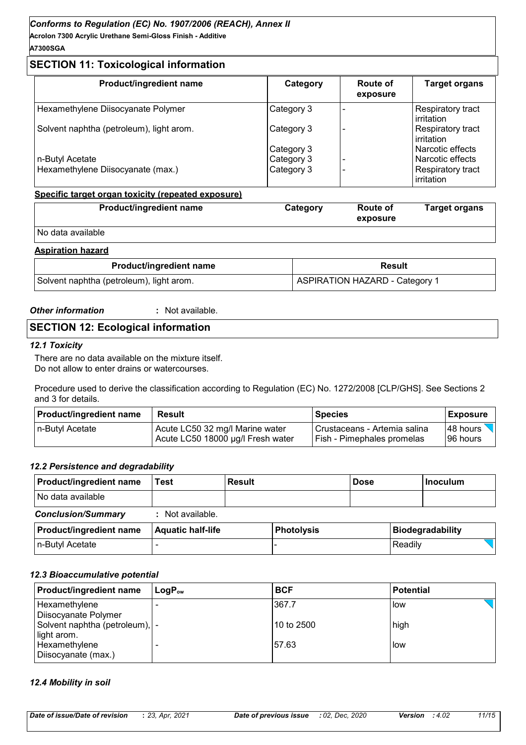## SECTION 11: Toxicological information

| Product/ingredient name | Category | Route of exposure | Target organs |
|---|---|---|---|
| Hexamethylene Diisocyanate Polymer | Category 3 | - | Respiratory tract irritation |
| Solvent naphtha (petroleum), light arom. | Category 3 | - | Respiratory tract irritation |
| | Category 3 | | Narcotic effects |
| n-Butyl Acetate | Category 3 | - | Narcotic effects |
| Hexamethylene Diisocyanate (max.) | Category 3 | - | Respiratory tract irritation |

**Specific target organ toxicity (repeated exposure)**

| Product/ingredient name | Category | Route of exposure | Target organs |
|---|---|---|---|
| No data available | | | |

**Aspiration hazard**

| Product/ingredient name | Result |
|---|---|
| Solvent naphtha (petroleum), light arom. | ASPIRATION HAZARD - Category 1 |

***Other information*** : Not available.

## SECTION 12: Ecological information

### *12.1 Toxicity*

There are no data available on the mixture itself.
Do not allow to enter drains or watercourses.

Procedure used to derive the classification according to Regulation (EC) No. 1272/2008 [CLP/GHS]. See Sections 2 and 3 for details.

| Product/ingredient name | Result | Species | Exposure |
|---|---|---|---|
| n-Butyl Acetate | Acute LC50 32 mg/l Marine water | Crustaceans - Artemia salina | 48 hours |
| | Acute LC50 18000 µg/l Fresh water | Fish - Pimephales promelas | 96 hours |

### *12.2 Persistence and degradability*

| Product/ingredient name | Test | Result | Dose | Inoculum |
|---|---|---|---|---|
| No data available | | | | |

***Conclusion/Summary*** : Not available.

| Product/ingredient name | Aquatic half-life | Photolysis | Biodegradability |
|---|---|---|---|
| n-Butyl Acetate | - | - | Readily |

### *12.3 Bioaccumulative potential*

| Product/ingredient name | $LogP_{ow}$ | BCF | Potential |
|---|---|---|---|
| Hexamethylene Diisocyanate Polymer | - | 367.7 | low |
| Solvent naphtha (petroleum), light arom. | - | 10 to 2500 | high |
| Hexamethylene Diisocyanate (max.) | - | 57.63 | low |

### *12.4 Mobility in soil*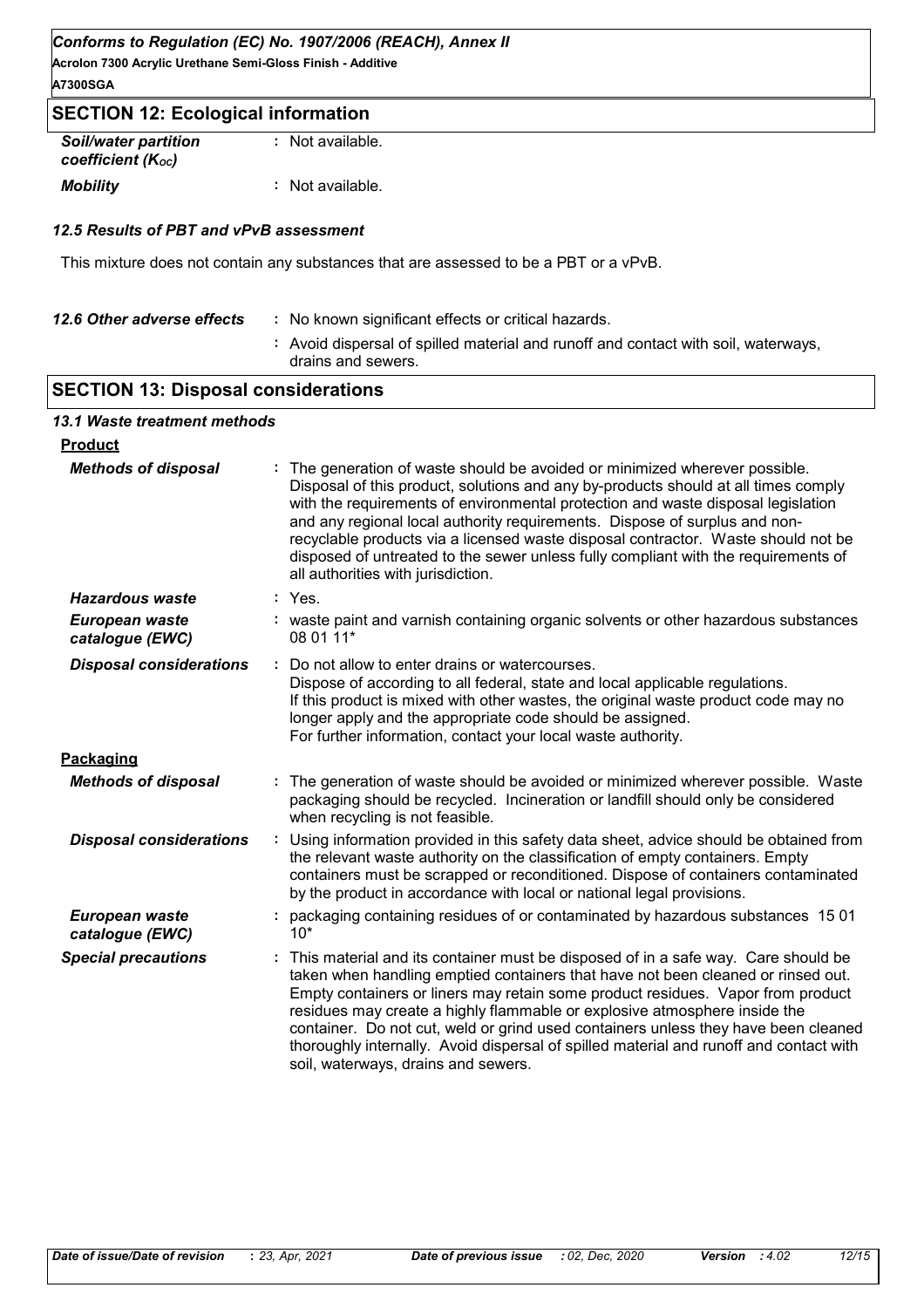## SECTION 12: Ecological information

| | |
|---|---|
| ***Soil/water partition coefficient ($K_{OC}$)*** | : Not available. |
| ***Mobility*** | : Not available. |

### *12.5 Results of PBT and vPvB assessment*

This mixture does not contain any substances that are assessed to be a PBT or a vPvB.

| | |
|---|---|
| ***12.6 Other adverse effects*** | : No known significant effects or critical hazards. |
| | : Avoid dispersal of spilled material and runoff and contact with soil, waterways, drains and sewers. |

## SECTION 13: Disposal considerations

### *13.1 Waste treatment methods*

**Product**

| | |
|---|---|
| ***Methods of disposal*** | : The generation of waste should be avoided or minimized wherever possible. Disposal of this product, solutions and any by-products should at all times comply with the requirements of environmental protection and waste disposal legislation and any regional local authority requirements. Dispose of surplus and non-recyclable products via a licensed waste disposal contractor. Waste should not be disposed of untreated to the sewer unless fully compliant with the requirements of all authorities with jurisdiction. |
| ***Hazardous waste*** | : Yes. |
| ***European waste catalogue (EWC)*** | : waste paint and varnish containing organic solvents or other hazardous substances 08 01 11* |
| ***Disposal considerations*** | : Do not allow to enter drains or watercourses. Dispose of according to all federal, state and local applicable regulations. If this product is mixed with other wastes, the original waste product code may no longer apply and the appropriate code should be assigned. For further information, contact your local waste authority. |

**Packaging**

| | |
|---|---|
| ***Methods of disposal*** | : The generation of waste should be avoided or minimized wherever possible. Waste packaging should be recycled. Incineration or landfill should only be considered when recycling is not feasible. |
| ***Disposal considerations*** | : Using information provided in this safety data sheet, advice should be obtained from the relevant waste authority on the classification of empty containers. Empty containers must be scrapped or reconditioned. Dispose of containers contaminated by the product in accordance with local or national legal provisions. |
| ***European waste catalogue (EWC)*** | : packaging containing residues of or contaminated by hazardous substances 15 01 10* |
| ***Special precautions*** | : This material and its container must be disposed of in a safe way. Care should be taken when handling emptied containers that have not been cleaned or rinsed out. Empty containers or liners may retain some product residues. Vapor from product residues may create a highly flammable or explosive atmosphere inside the container. Do not cut, weld or grind used containers unless they have been cleaned thoroughly internally. Avoid dispersal of spilled material and runoff and contact with soil, waterways, drains and sewers. |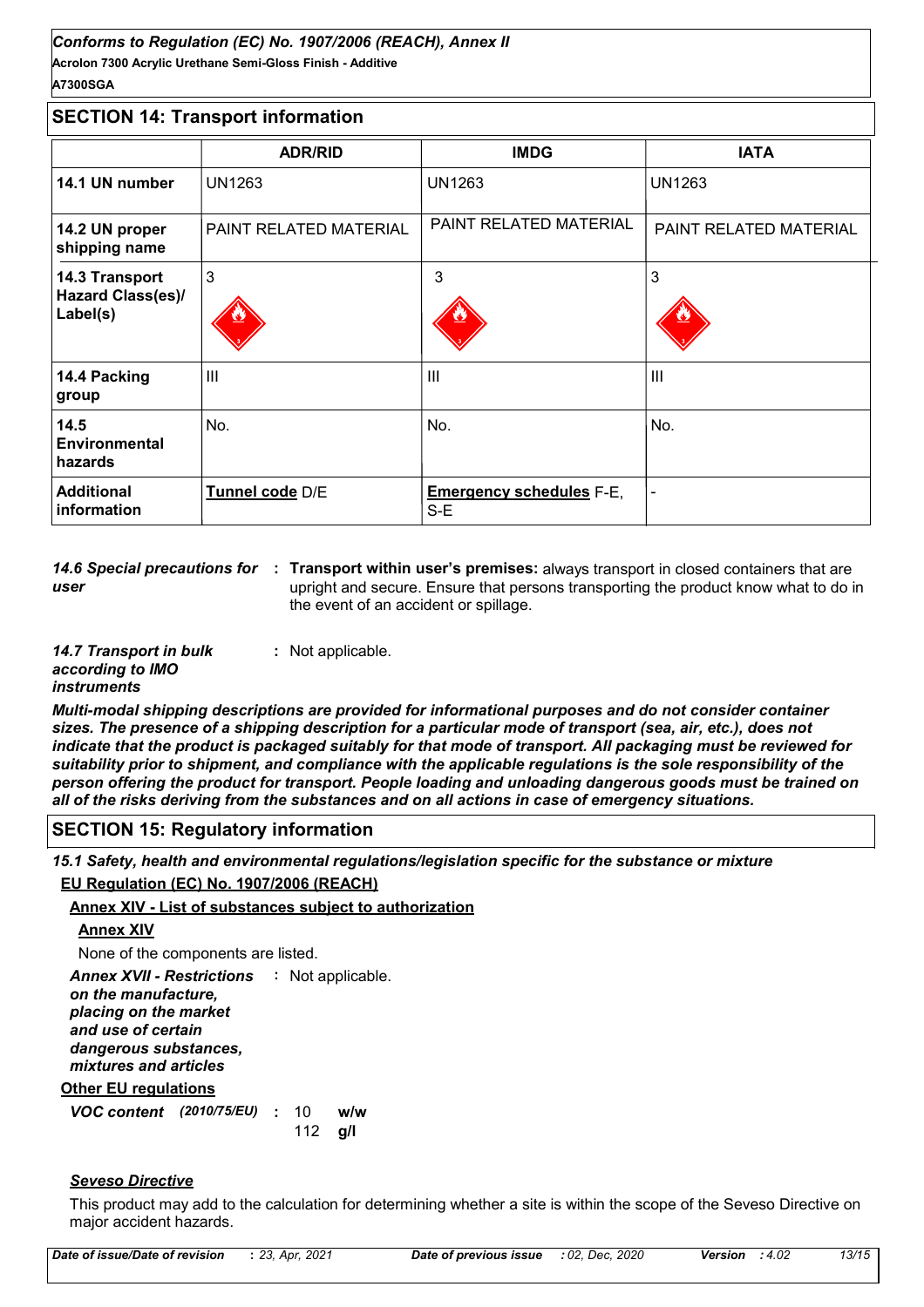## SECTION 14: Transport information

| | ADR/RID | IMDG | IATA |
|---|---|---|---|
| **14.1 UN number** | UN1263 | UN1263 | UN1263 |
| **14.2 UN proper shipping name** | PAINT RELATED MATERIAL | PAINT RELATED MATERIAL | PAINT RELATED MATERIAL |
| **14.3 Transport Hazard Class(es)/ Label(s)** | 3 | 3 | 3 |
| **14.4 Packing group** | III | III | III |
| **14.5 Environmental hazards** | No. | No. | No. |
| **Additional information** | **Tunnel code** D/E | **Emergency schedules** F-E, S-E | - |

*14.6 Special precautions for user* : **Transport within user's premises:** always transport in closed containers that are upright and secure. Ensure that persons transporting the product know what to do in the event of an accident or spillage.

*14.7 Transport in bulk according to IMO instruments* : Not applicable.

***Multi-modal shipping descriptions are provided for informational purposes and do not consider container sizes. The presence of a shipping description for a particular mode of transport (sea, air, etc.), does not indicate that the product is packaged suitably for that mode of transport. All packaging must be reviewed for suitability prior to shipment, and compliance with the applicable regulations is the sole responsibility of the person offering the product for transport. People loading and unloading dangerous goods must be trained on all of the risks deriving from the substances and on all actions in case of emergency situations.***

## SECTION 15: Regulatory information

***15.1 Safety, health and environmental regulations/legislation specific for the substance or mixture***

**EU Regulation (EC) No. 1907/2006 (REACH)**

**Annex XIV - List of substances subject to authorization**

**Annex XIV**

None of the components are listed.

***Annex XVII - Restrictions on the manufacture, placing on the market and use of certain dangerous substances, mixtures and articles*** : Not applicable.

**Other EU regulations**

***VOC content*** ***(2010/75/EU)*** : 10 **w/w**
112 **g/l**

***Seveso Directive***

This product may add to the calculation for determining whether a site is within the scope of the Seveso Directive on major accident hazards.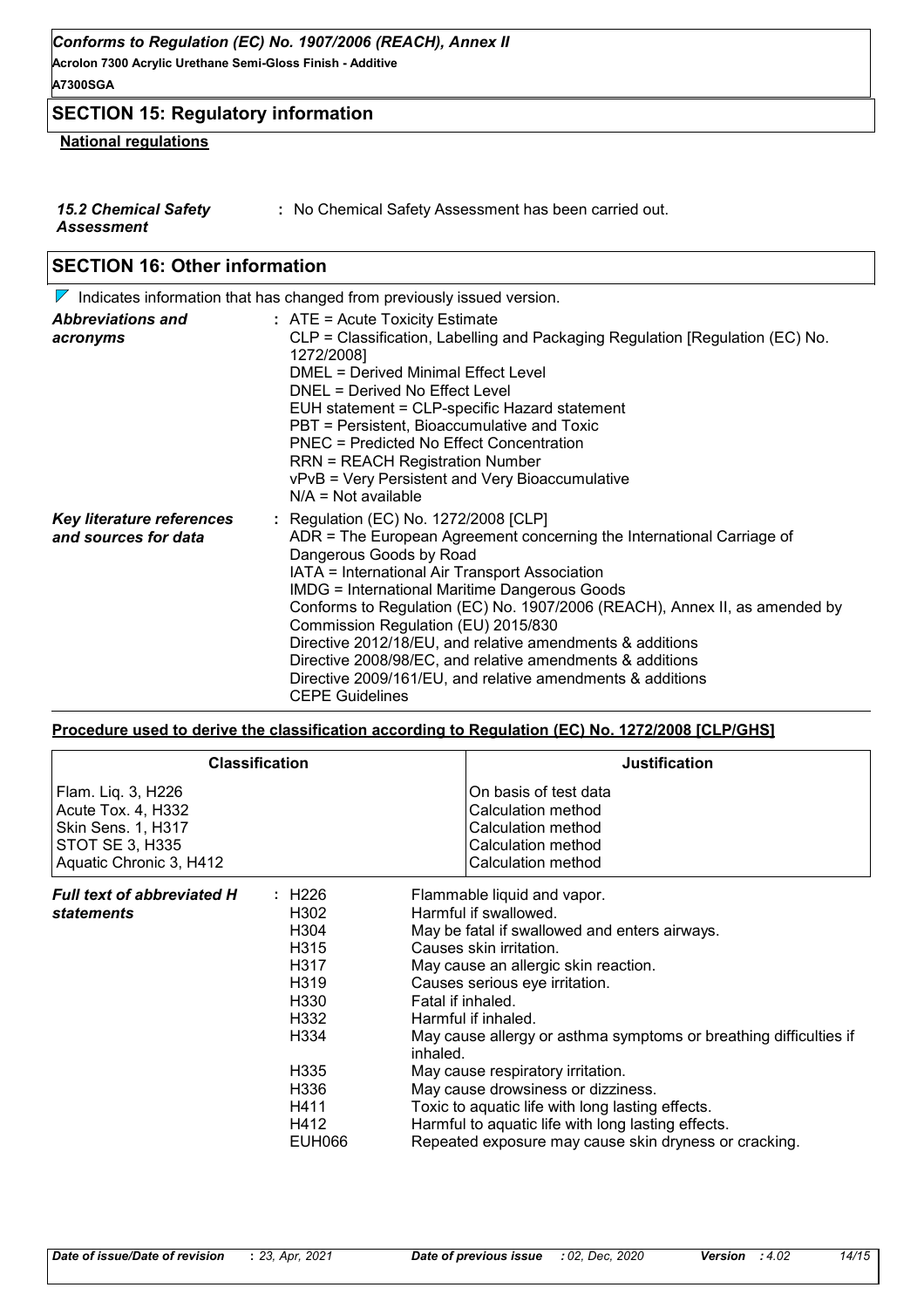## SECTION 15: Regulatory information

**National regulations**

***15.2 Chemical Safety Assessment*** : No Chemical Safety Assessment has been carried out.

## SECTION 16: Other information

Indicates information that has changed from previously issued version.

***Abbreviations and acronyms*** : ATE = Acute Toxicity Estimate
CLP = Classification, Labelling and Packaging Regulation [Regulation (EC) No. 1272/2008]
DMEL = Derived Minimal Effect Level
DNEL = Derived No Effect Level
EUH statement = CLP-specific Hazard statement
PBT = Persistent, Bioaccumulative and Toxic
PNEC = Predicted No Effect Concentration
RRN = REACH Registration Number
vPvB = Very Persistent and Very Bioaccumulative
N/A = Not available

***Key literature references and sources for data*** : Regulation (EC) No. 1272/2008 [CLP]
ADR = The European Agreement concerning the International Carriage of Dangerous Goods by Road
IATA = International Air Transport Association
IMDG = International Maritime Dangerous Goods
Conforms to Regulation (EC) No. 1907/2006 (REACH), Annex II, as amended by Commission Regulation (EU) 2015/830
Directive 2012/18/EU, and relative amendments & additions
Directive 2008/98/EC, and relative amendments & additions
Directive 2009/161/EU, and relative amendments & additions
CEPE Guidelines

**Procedure used to derive the classification according to Regulation (EC) No. 1272/2008 [CLP/GHS]**

| Classification | Justification |
|---|---|
| Flam. Liq. 3, H226 | On basis of test data |
| Acute Tox. 4, H332 | Calculation method |
| Skin Sens. 1, H317 | Calculation method |
| STOT SE 3, H335 | Calculation method |
| Aquatic Chronic 3, H412 | Calculation method |

***Full text of abbreviated H statements*** :

| | |
|---|---|
| H226 | Flammable liquid and vapor. |
| H302 | Harmful if swallowed. |
| H304 | May be fatal if swallowed and enters airways. |
| H315 | Causes skin irritation. |
| H317 | May cause an allergic skin reaction. |
| H319 | Causes serious eye irritation. |
| H330 | Fatal if inhaled. |
| H332 | Harmful if inhaled. |
| H334 | May cause allergy or asthma symptoms or breathing difficulties if inhaled. |
| H335 | May cause respiratory irritation. |
| H336 | May cause drowsiness or dizziness. |
| H411 | Toxic to aquatic life with long lasting effects. |
| H412 | Harmful to aquatic life with long lasting effects. |
| EUH066 | Repeated exposure may cause skin dryness or cracking. |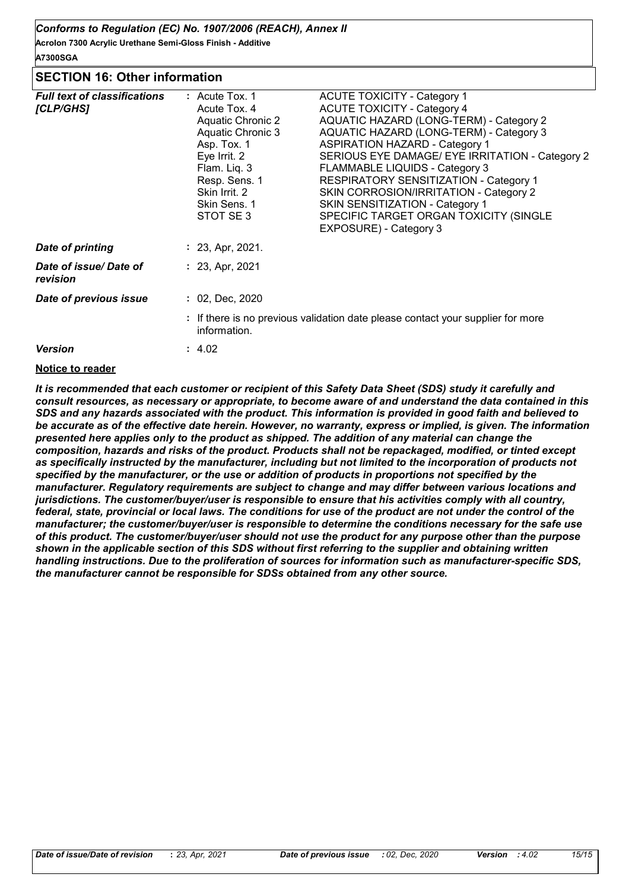## SECTION 16: Other information

| | | |
|---|---|---|
| ***Full text of classifications [CLP/GHS]*** | : Acute Tox. 1 | ACUTE TOXICITY - Category 1 |
| | Acute Tox. 4 | ACUTE TOXICITY - Category 4 |
| | Aquatic Chronic 2 | AQUATIC HAZARD (LONG-TERM) - Category 2 |
| | Aquatic Chronic 3 | AQUATIC HAZARD (LONG-TERM) - Category 3 |
| | Asp. Tox. 1 | ASPIRATION HAZARD - Category 1 |
| | Eye Irrit. 2 | SERIOUS EYE DAMAGE/ EYE IRRITATION - Category 2 |
| | Flam. Liq. 3 | FLAMMABLE LIQUIDS - Category 3 |
| | Resp. Sens. 1 | RESPIRATORY SENSITIZATION - Category 1 |
| | Skin Irrit. 2 | SKIN CORROSION/IRRITATION - Category 2 |
| | Skin Sens. 1 | SKIN SENSITIZATION - Category 1 |
| | STOT SE 3 | SPECIFIC TARGET ORGAN TOXICITY (SINGLE EXPOSURE) - Category 3 |

***Date of printing*** : 23, Apr, 2021.

***Date of issue/ Date of revision*** : 23, Apr, 2021

***Date of previous issue*** : 02, Dec, 2020

: If there is no previous validation date please contact your supplier for more information.

***Version*** : 4.02

**Notice to reader**

***It is recommended that each customer or recipient of this Safety Data Sheet (SDS) study it carefully and consult resources, as necessary or appropriate, to become aware of and understand the data contained in this SDS and any hazards associated with the product. This information is provided in good faith and believed to be accurate as of the effective date herein. However, no warranty, express or implied, is given. The information presented here applies only to the product as shipped. The addition of any material can change the composition, hazards and risks of the product. Products shall not be repackaged, modified, or tinted except as specifically instructed by the manufacturer, including but not limited to the incorporation of products not specified by the manufacturer, or the use or addition of products in proportions not specified by the manufacturer. Regulatory requirements are subject to change and may differ between various locations and jurisdictions. The customer/buyer/user is responsible to ensure that his activities comply with all country, federal, state, provincial or local laws. The conditions for use of the product are not under the control of the manufacturer; the customer/buyer/user is responsible to determine the conditions necessary for the safe use of this product. The customer/buyer/user should not use the product for any purpose other than the purpose shown in the applicable section of this SDS without first referring to the supplier and obtaining written handling instructions. Due to the proliferation of sources for information such as manufacturer-specific SDS, the manufacturer cannot be responsible for SDSs obtained from any other source.***